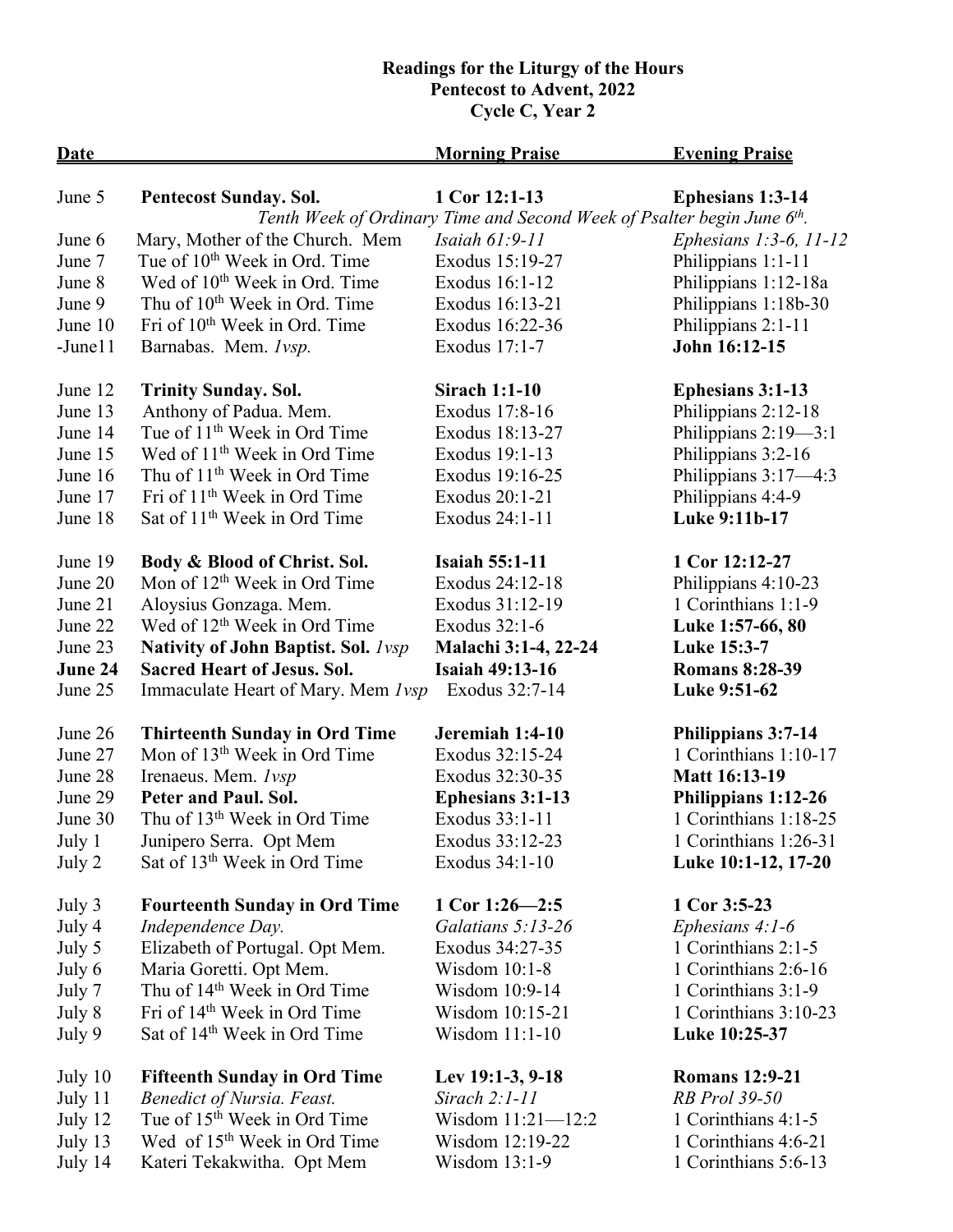**Readings for the Liturgy of the Hours**
**Pentecost to Advent, 2022**
**Cycle C, Year 2**

| Date | | Morning Praise | Evening Praise |
|---|---|---|---|
| June 5 | **Pentecost Sunday. Sol.** | **1 Cor 12:1-13** | **Ephesians 1:3-14** |
| | *Tenth Week of Ordinary Time and Second Week of Psalter begin June 6th.* | | |
| June 6 | Mary, Mother of the Church. Mem | *Isaiah 61:9-11* | *Ephesians 1:3-6, 11-12* |
| June 7 | Tue of 10th Week in Ord. Time | Exodus 15:19-27 | Philippians 1:1-11 |
| June 8 | Wed of 10th Week in Ord. Time | Exodus 16:1-12 | Philippians 1:12-18a |
| June 9 | Thu of 10th Week in Ord. Time | Exodus 16:13-21 | Philippians 1:18b-30 |
| June 10 | Fri of 10th Week in Ord. Time | Exodus 16:22-36 | Philippians 2:1-11 |
| -June11 | Barnabas. Mem. *1vsp.* | Exodus 17:1-7 | **John 16:12-15** |
| June 12 | **Trinity Sunday. Sol.** | **Sirach 1:1-10** | **Ephesians 3:1-13** |
| June 13 | Anthony of Padua. Mem. | Exodus 17:8-16 | Philippians 2:12-18 |
| June 14 | Tue of 11th Week in Ord Time | Exodus 18:13-27 | Philippians 2:19—3:1 |
| June 15 | Wed of 11th Week in Ord Time | Exodus 19:1-13 | Philippians 3:2-16 |
| June 16 | Thu of 11th Week in Ord Time | Exodus 19:16-25 | Philippians 3:17—4:3 |
| June 17 | Fri of 11th Week in Ord Time | Exodus 20:1-21 | Philippians 4:4-9 |
| June 18 | Sat of 11th Week in Ord Time | Exodus 24:1-11 | **Luke 9:11b-17** |
| June 19 | **Body & Blood of Christ. Sol.** | **Isaiah 55:1-11** | **1 Cor 12:12-27** |
| June 20 | Mon of 12th Week in Ord Time | Exodus 24:12-18 | Philippians 4:10-23 |
| June 21 | Aloysius Gonzaga. Mem. | Exodus 31:12-19 | 1 Corinthians 1:1-9 |
| June 22 | Wed of 12th Week in Ord Time | Exodus 32:1-6 | **Luke 1:57-66, 80** |
| June 23 | **Nativity of John Baptist. Sol.** *1vsp* | **Malachi 3:1-4, 22-24** | **Luke 15:3-7** |
| **June 24** | **Sacred Heart of Jesus. Sol.** | **Isaiah 49:13-16** | **Romans 8:28-39** |
| June 25 | Immaculate Heart of Mary. Mem *1vsp* | Exodus 32:7-14 | **Luke 9:51-62** |
| June 26 | **Thirteenth Sunday in Ord Time** | **Jeremiah 1:4-10** | **Philippians 3:7-14** |
| June 27 | Mon of 13th Week in Ord Time | Exodus 32:15-24 | 1 Corinthians 1:10-17 |
| June 28 | Irenaeus. Mem. *1vsp* | Exodus 32:30-35 | **Matt 16:13-19** |
| June 29 | **Peter and Paul. Sol.** | **Ephesians 3:1-13** | **Philippians 1:12-26** |
| June 30 | Thu of 13th Week in Ord Time | Exodus 33:1-11 | 1 Corinthians 1:18-25 |
| July 1 | Junipero Serra. Opt Mem | Exodus 33:12-23 | 1 Corinthians 1:26-31 |
| July 2 | Sat of 13th Week in Ord Time | Exodus 34:1-10 | **Luke 10:1-12, 17-20** |
| July 3 | **Fourteenth Sunday in Ord Time** | **1 Cor 1:26—2:5** | **1 Cor 3:5-23** |
| July 4 | *Independence Day.* | *Galatians 5:13-26* | *Ephesians 4:1-6* |
| July 5 | Elizabeth of Portugal. Opt Mem. | Exodus 34:27-35 | 1 Corinthians 2:1-5 |
| July 6 | Maria Goretti. Opt Mem. | Wisdom 10:1-8 | 1 Corinthians 2:6-16 |
| July 7 | Thu of 14th Week in Ord Time | Wisdom 10:9-14 | 1 Corinthians 3:1-9 |
| July 8 | Fri of 14th Week in Ord Time | Wisdom 10:15-21 | 1 Corinthians 3:10-23 |
| July 9 | Sat of 14th Week in Ord Time | Wisdom 11:1-10 | **Luke 10:25-37** |
| July 10 | **Fifteenth Sunday in Ord Time** | **Lev 19:1-3, 9-18** | **Romans 12:9-21** |
| July 11 | *Benedict of Nursia. Feast.* | *Sirach 2:1-11* | *RB Prol 39-50* |
| July 12 | Tue of 15th Week in Ord Time | Wisdom 11:21—12:2 | 1 Corinthians 4:1-5 |
| July 13 | Wed of 15th Week in Ord Time | Wisdom 12:19-22 | 1 Corinthians 4:6-21 |
| July 14 | Kateri Tekakwitha. Opt Mem | Wisdom 13:1-9 | 1 Corinthians 5:6-13 |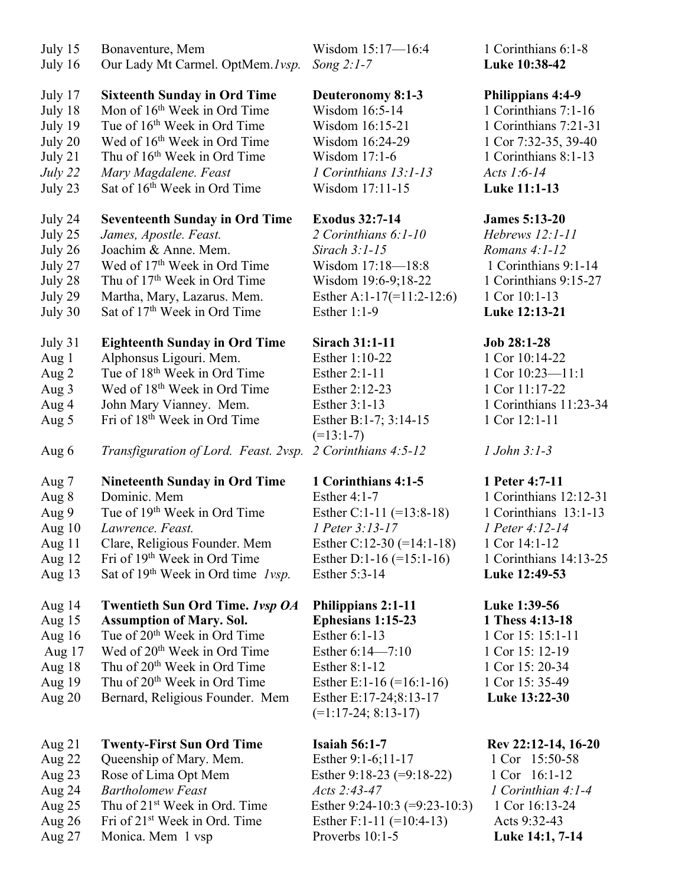| | | | |
|---|---|---|---|
| July 15 | Bonaventure, Mem | Wisdom 15:17—16:4 | 1 Corinthians 6:1-8 |
| July 16 | Our Lady Mt Carmel. OptMem.*1vsp.* | *Song 2:1-7* | **Luke 10:38-42** |
| | | | |
| July 17 | **Sixteenth Sunday in Ord Time** | **Deuteronomy 8:1-3** | **Philippians 4:4-9** |
| July 18 | Mon of 16th Week in Ord Time | Wisdom 16:5-14 | 1 Corinthians 7:1-16 |
| July 19 | Tue of 16th Week in Ord Time | Wisdom 16:15-21 | 1 Corinthians 7:21-31 |
| July 20 | Wed of 16th Week in Ord Time | Wisdom 16:24-29 | 1 Cor 7:32-35, 39-40 |
| July 21 | Thu of 16th Week in Ord Time | Wisdom 17:1-6 | 1 Corinthians 8:1-13 |
| *July 22* | *Mary Magdalene. Feast* | *1 Corinthians 13:1-13* | *Acts 1:6-14* |
| July 23 | Sat of 16th Week in Ord Time | Wisdom 17:11-15 | **Luke 11:1-13** |
| | | | |
| July 24 | **Seventeenth Sunday in Ord Time** | **Exodus 32:7-14** | **James 5:13-20** |
| July 25 | *James, Apostle. Feast.* | *2 Corinthians 6:1-10* | *Hebrews 12:1-11* |
| July 26 | Joachim & Anne. Mem. | *Sirach 3:1-15* | *Romans 4:1-12* |
| July 27 | Wed of 17th Week in Ord Time | Wisdom 17:18—18:8 | 1 Corinthians 9:1-14 |
| July 28 | Thu of 17th Week in Ord Time | Wisdom 19:6-9;18-22 | 1 Corinthians 9:15-27 |
| July 29 | Martha, Mary, Lazarus. Mem. | Esther A:1-17(=11:2-12:6) | 1 Cor 10:1-13 |
| July 30 | Sat of 17th Week in Ord Time | Esther 1:1-9 | **Luke 12:13-21** |
| | | | |
| July 31 | **Eighteenth Sunday in Ord Time** | **Sirach 31:1-11** | **Job 28:1-28** |
| Aug 1 | Alphonsus Ligouri. Mem. | Esther 1:10-22 | 1 Cor 10:14-22 |
| Aug 2 | Tue of 18th Week in Ord Time | Esther 2:1-11 | 1 Cor 10:23—11:1 |
| Aug 3 | Wed of 18th Week in Ord Time | Esther 2:12-23 | 1 Cor 11:17-22 |
| Aug 4 | John Mary Vianney. Mem. | Esther 3:1-13 | 1 Corinthians 11:23-34 |
| Aug 5 | Fri of 18th Week in Ord Time | Esther B:1-7; 3:14-15 (=13:1-7) | 1 Cor 12:1-11 |
| Aug 6 | *Transfiguration of Lord. Feast. 2vsp.* | *2 Corinthians 4:5-12* | *1 John 3:1-3* |
| | | | |
| Aug 7 | **Nineteenth Sunday in Ord Time** | **1 Corinthians 4:1-5** | **1 Peter 4:7-11** |
| Aug 8 | Dominic. Mem | Esther 4:1-7 | 1 Corinthians 12:12-31 |
| Aug 9 | Tue of 19th Week in Ord Time | Esther C:1-11 (=13:8-18) | 1 Corinthians 13:1-13 |
| Aug 10 | *Lawrence. Feast.* | *1 Peter 3:13-17* | *1 Peter 4:12-14* |
| Aug 11 | Clare, Religious Founder. Mem | Esther C:12-30 (=14:1-18) | 1 Cor 14:1-12 |
| Aug 12 | Fri of 19th Week in Ord Time | Esther D:1-16 (=15:1-16) | 1 Corinthians 14:13-25 |
| Aug 13 | Sat of 19th Week in Ord time *1vsp.* | Esther 5:3-14 | **Luke 12:49-53** |
| | | | |
| Aug 14 | **Twentieth Sun Ord Time.** ***1vsp OA*** | **Philippians 2:1-11** | **Luke 1:39-56** |
| Aug 15 | **Assumption of Mary. Sol.** | **Ephesians 1:15-23** | **1 Thess 4:13-18** |
| Aug 16 | Tue of 20th Week in Ord Time | Esther 6:1-13 | 1 Cor 15: 15:1-11 |
| Aug 17 | Wed of 20th Week in Ord Time | Esther 6:14—7:10 | 1 Cor 15: 12-19 |
| Aug 18 | Thu of 20th Week in Ord Time | Esther 8:1-12 | 1 Cor 15: 20-34 |
| Aug 19 | Thu of 20th Week in Ord Time | Esther E:1-16 (=16:1-16) | 1 Cor 15: 35-49 |
| Aug 20 | Bernard, Religious Founder. Mem | Esther E:17-24;8:13-17 (=1:17-24; 8:13-17) | **Luke 13:22-30** |
| | | | |
| Aug 21 | **Twenty-First Sun Ord Time** | **Isaiah 56:1-7** | **Rev 22:12-14, 16-20** |
| Aug 22 | Queenship of Mary. Mem. | Esther 9:1-6;11-17 | 1 Cor 15:50-58 |
| Aug 23 | Rose of Lima Opt Mem | Esther 9:18-23 (=9:18-22) | 1 Cor 16:1-12 |
| Aug 24 | *Bartholomew Feast* | *Acts 2:43-47* | *1 Corinthian 4:1-4* |
| Aug 25 | Thu of 21st Week in Ord. Time | Esther 9:24-10:3 (=9:23-10:3) | 1 Cor 16:13-24 |
| Aug 26 | Fri of 21st Week in Ord. Time | Esther F:1-11 (=10:4-13) | Acts 9:32-43 |
| Aug 27 | Monica. Mem 1 vsp | Proverbs 10:1-5 | **Luke 14:1, 7-14** |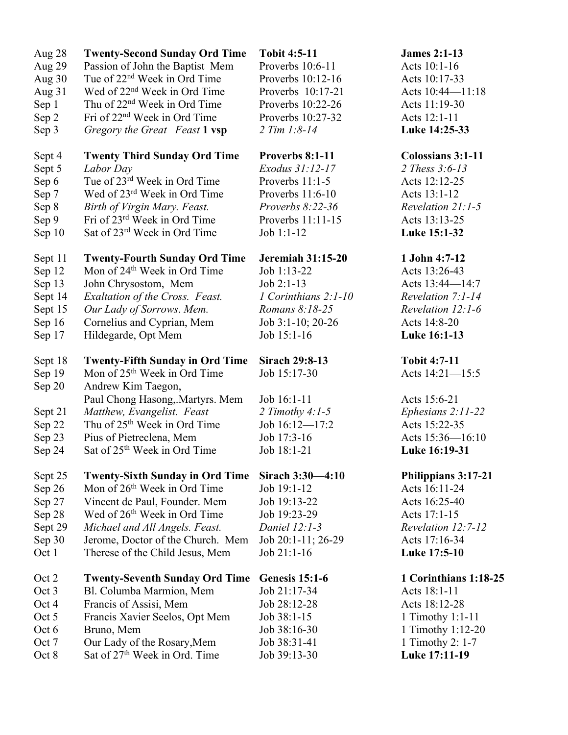| | | | |
|---|---|---|---|
| Aug 28 | **Twenty-Second Sunday Ord Time** | **Tobit 4:5-11** | **James 2:1-13** |
| Aug 29 | Passion of John the Baptist Mem | Proverbs 10:6-11 | Acts 10:1-16 |
| Aug 30 | Tue of 22nd Week in Ord Time | Proverbs 10:12-16 | Acts 10:17-33 |
| Aug 31 | Wed of 22nd Week in Ord Time | Proverbs 10:17-21 | Acts 10:44—11:18 |
| Sep 1 | Thu of 22nd Week in Ord Time | Proverbs 10:22-26 | Acts 11:19-30 |
| Sep 2 | Fri of 22nd Week in Ord Time | Proverbs 10:27-32 | Acts 12:1-11 |
| Sep 3 | *Gregory the Great Feast* **1 vsp** | *2 Tim 1:8-14* | **Luke 14:25-33** |
| | | | |
| Sept 4 | **Twenty Third Sunday Ord Time** | **Proverbs 8:1-11** | **Colossians 3:1-11** |
| Sept 5 | *Labor Day* | *Exodus 31:12-17* | *2 Thess 3:6-13* |
| Sep 6 | Tue of 23rd Week in Ord Time | Proverbs 11:1-5 | Acts 12:12-25 |
| Sep 7 | Wed of 23rd Week in Ord Time | Proverbs 11:6-10 | Acts 13:1-12 |
| Sep 8 | *Birth of Virgin Mary. Feast.* | *Proverbs 8:22-36* | *Revelation 21:1-5* |
| Sep 9 | Fri of 23rd Week in Ord Time | Proverbs 11:11-15 | Acts 13:13-25 |
| Sep 10 | Sat of 23rd Week in Ord Time | Job 1:1-12 | **Luke 15:1-32** |
| | | | |
| Sept 11 | **Twenty-Fourth Sunday Ord Time** | **Jeremiah 31:15-20** | **1 John 4:7-12** |
| Sep 12 | Mon of 24th Week in Ord Time | Job 1:13-22 | Acts 13:26-43 |
| Sep 13 | John Chrysostom, Mem | Job 2:1-13 | Acts 13:44—14:7 |
| Sept 14 | *Exaltation of the Cross. Feast.* | *1 Corinthians 2:1-10* | *Revelation 7:1-14* |
| Sept 15 | *Our Lady of Sorrows. Mem.* | *Romans 8:18-25* | *Revelation 12:1-6* |
| Sep 16 | Cornelius and Cyprian, Mem | Job 3:1-10; 20-26 | Acts 14:8-20 |
| Sep 17 | Hildegarde, Opt Mem | Job 15:1-16 | **Luke 16:1-13** |
| | | | |
| Sept 18 | **Twenty-Fifth Sunday in Ord Time** | **Sirach 29:8-13** | **Tobit 4:7-11** |
| Sep 19 | Mon of 25th Week in Ord Time | Job 15:17-30 | Acts 14:21—15:5 |
| Sep 20 | Andrew Kim Taegon, Paul Chong Hasong,.Martyrs. Mem | Job 16:1-11 | Acts 15:6-21 |
| Sept 21 | *Matthew, Evangelist. Feast* | *2 Timothy 4:1-5* | *Ephesians 2:11-22* |
| Sep 22 | Thu of 25th Week in Ord Time | Job 16:12—17:2 | Acts 15:22-35 |
| Sep 23 | Pius of Pietreclena, Mem | Job 17:3-16 | Acts 15:36—16:10 |
| Sep 24 | Sat of 25th Week in Ord Time | Job 18:1-21 | **Luke 16:19-31** |
| | | | |
| Sept 25 | **Twenty-Sixth Sunday in Ord Time** | **Sirach 3:30—4:10** | **Philippians 3:17-21** |
| Sep 26 | Mon of 26th Week in Ord Time | Job 19:1-12 | Acts 16:11-24 |
| Sep 27 | Vincent de Paul, Founder. Mem | Job 19:13-22 | Acts 16:25-40 |
| Sep 28 | Wed of 26th Week in Ord Time | Job 19:23-29 | Acts 17:1-15 |
| Sept 29 | *Michael and All Angels. Feast.* | *Daniel 12:1-3* | *Revelation 12:7-12* |
| Sep 30 | Jerome, Doctor of the Church. Mem | Job 20:1-11; 26-29 | Acts 17:16-34 |
| Oct 1 | Therese of the Child Jesus, Mem | Job 21:1-16 | **Luke 17:5-10** |
| | | | |
| Oct 2 | **Twenty-Seventh Sunday Ord Time** | **Genesis 15:1-6** | **1 Corinthians 1:18-25** |
| Oct 3 | Bl. Columba Marmion, Mem | Job 21:17-34 | Acts 18:1-11 |
| Oct 4 | Francis of Assisi, Mem | Job 28:12-28 | Acts 18:12-28 |
| Oct 5 | Francis Xavier Seelos, Opt Mem | Job 38:1-15 | 1 Timothy 1:1-11 |
| Oct 6 | Bruno, Mem | Job 38:16-30 | 1 Timothy 1:12-20 |
| Oct 7 | Our Lady of the Rosary,Mem | Job 38:31-41 | 1 Timothy 2: 1-7 |
| Oct 8 | Sat of 27th Week in Ord. Time | Job 39:13-30 | **Luke 17:11-19** |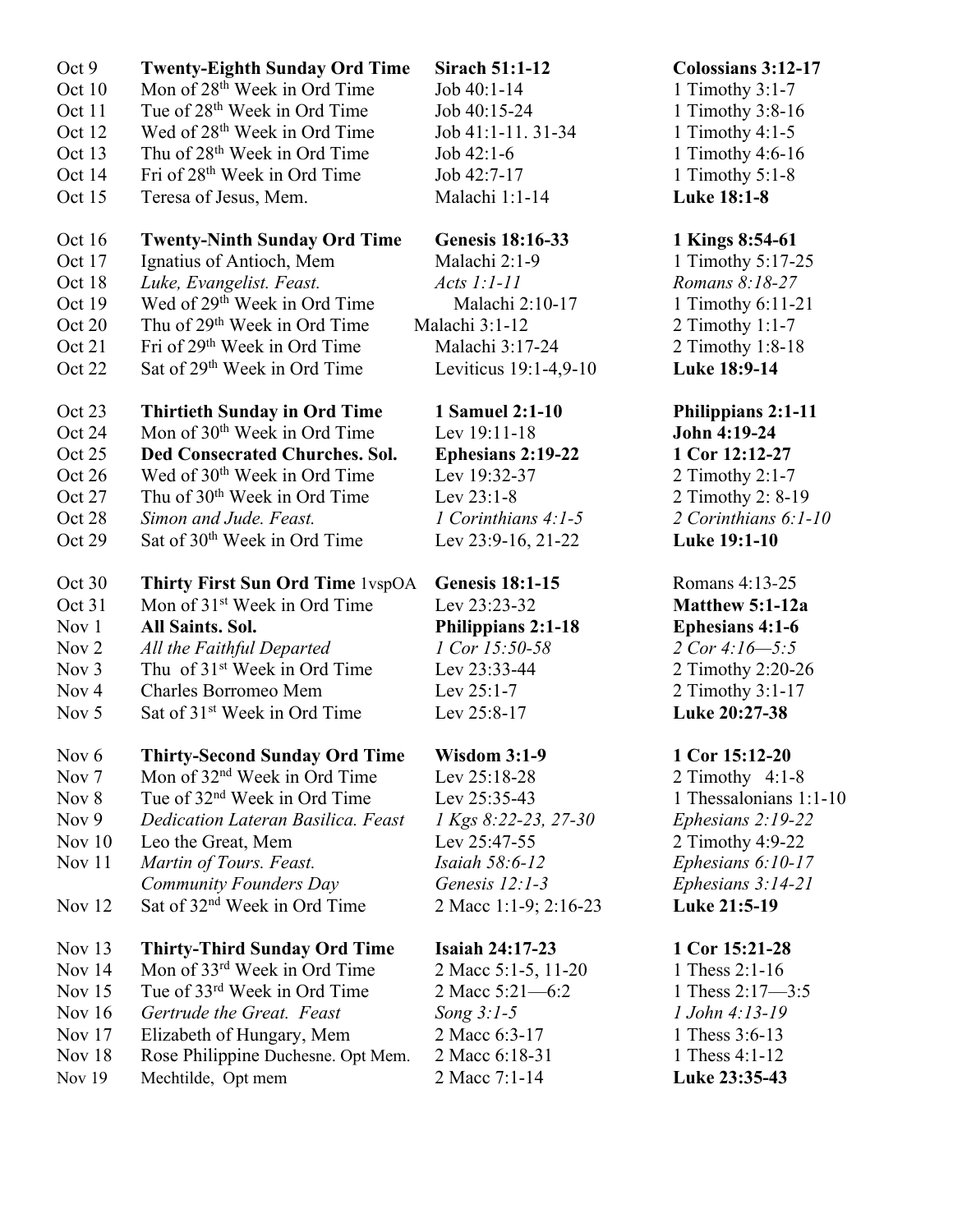| | | | |
|---|---|---|---|
| Oct 9 | **Twenty-Eighth Sunday Ord Time** | **Sirach 51:1-12** | **Colossians 3:12-17** |
| Oct 10 | Mon of 28th Week in Ord Time | Job 40:1-14 | 1 Timothy 3:1-7 |
| Oct 11 | Tue of 28th Week in Ord Time | Job 40:15-24 | 1 Timothy 3:8-16 |
| Oct 12 | Wed of 28th Week in Ord Time | Job 41:1-11. 31-34 | 1 Timothy 4:1-5 |
| Oct 13 | Thu of 28th Week in Ord Time | Job 42:1-6 | 1 Timothy 4:6-16 |
| Oct 14 | Fri of 28th Week in Ord Time | Job 42:7-17 | 1 Timothy 5:1-8 |
| Oct 15 | Teresa of Jesus, Mem. | Malachi 1:1-14 | **Luke 18:1-8** |
| Oct 16 | **Twenty-Ninth Sunday Ord Time** | **Genesis 18:16-33** | **1 Kings 8:54-61** |
| Oct 17 | Ignatius of Antioch, Mem | Malachi 2:1-9 | 1 Timothy 5:17-25 |
| Oct 18 | *Luke, Evangelist. Feast.* | *Acts 1:1-11* | *Romans 8:18-27* |
| Oct 19 | Wed of 29th Week in Ord Time | Malachi 2:10-17 | 1 Timothy 6:11-21 |
| Oct 20 | Thu of 29th Week in Ord Time | Malachi 3:1-12 | 2 Timothy 1:1-7 |
| Oct 21 | Fri of 29th Week in Ord Time | Malachi 3:17-24 | 2 Timothy 1:8-18 |
| Oct 22 | Sat of 29th Week in Ord Time | Leviticus 19:1-4,9-10 | **Luke 18:9-14** |
| Oct 23 | **Thirtieth Sunday in Ord Time** | **1 Samuel 2:1-10** | **Philippians 2:1-11** |
| Oct 24 | Mon of 30th Week in Ord Time | Lev 19:11-18 | **John 4:19-24** |
| Oct 25 | **Ded Consecrated Churches. Sol.** | **Ephesians 2:19-22** | **1 Cor 12:12-27** |
| Oct 26 | Wed of 30th Week in Ord Time | Lev 19:32-37 | 2 Timothy 2:1-7 |
| Oct 27 | Thu of 30th Week in Ord Time | Lev 23:1-8 | 2 Timothy 2: 8-19 |
| Oct 28 | *Simon and Jude. Feast.* | *1 Corinthians 4:1-5* | *2 Corinthians 6:1-10* |
| Oct 29 | Sat of 30th Week in Ord Time | Lev 23:9-16, 21-22 | **Luke 19:1-10** |
| Oct 30 | **Thirty First Sun Ord Time** 1vspOA | **Genesis 18:1-15** | Romans 4:13-25 |
| Oct 31 | Mon of 31st Week in Ord Time | Lev 23:23-32 | **Matthew 5:1-12a** |
| Nov 1 | **All Saints. Sol.** | **Philippians 2:1-18** | **Ephesians 4:1-6** |
| Nov 2 | *All the Faithful Departed* | *1 Cor 15:50-58* | *2 Cor 4:16—5:5* |
| Nov 3 | Thu of 31st Week in Ord Time | Lev 23:33-44 | 2 Timothy 2:20-26 |
| Nov 4 | Charles Borromeo Mem | Lev 25:1-7 | 2 Timothy 3:1-17 |
| Nov 5 | Sat of 31st Week in Ord Time | Lev 25:8-17 | **Luke 20:27-38** |
| Nov 6 | **Thirty-Second Sunday Ord Time** | **Wisdom 3:1-9** | **1 Cor 15:12-20** |
| Nov 7 | Mon of 32nd Week in Ord Time | Lev 25:18-28 | 2 Timothy 4:1-8 |
| Nov 8 | Tue of 32nd Week in Ord Time | Lev 25:35-43 | 1 Thessalonians 1:1-10 |
| Nov 9 | *Dedication Lateran Basilica. Feast* | *1 Kgs 8:22-23, 27-30* | *Ephesians 2:19-22* |
| Nov 10 | Leo the Great, Mem | Lev 25:47-55 | 2 Timothy 4:9-22 |
| Nov 11 | *Martin of Tours. Feast.* | *Isaiah 58:6-12* | *Ephesians 6:10-17* |
| | *Community Founders Day* | *Genesis 12:1-3* | *Ephesians 3:14-21* |
| Nov 12 | Sat of 32nd Week in Ord Time | 2 Macc 1:1-9; 2:16-23 | **Luke 21:5-19** |
| Nov 13 | **Thirty-Third Sunday Ord Time** | **Isaiah 24:17-23** | **1 Cor 15:21-28** |
| Nov 14 | Mon of 33rd Week in Ord Time | 2 Macc 5:1-5, 11-20 | 1 Thess 2:1-16 |
| Nov 15 | Tue of 33rd Week in Ord Time | 2 Macc 5:21—6:2 | 1 Thess 2:17—3:5 |
| Nov 16 | *Gertrude the Great. Feast* | *Song 3:1-5* | *1 John 4:13-19* |
| Nov 17 | Elizabeth of Hungary, Mem | 2 Macc 6:3-17 | 1 Thess 3:6-13 |
| Nov 18 | Rose Philippine Duchesne. Opt Mem. | 2 Macc 6:18-31 | 1 Thess 4:1-12 |
| Nov 19 | Mechtilde, Opt mem | 2 Macc 7:1-14 | **Luke 23:35-43** |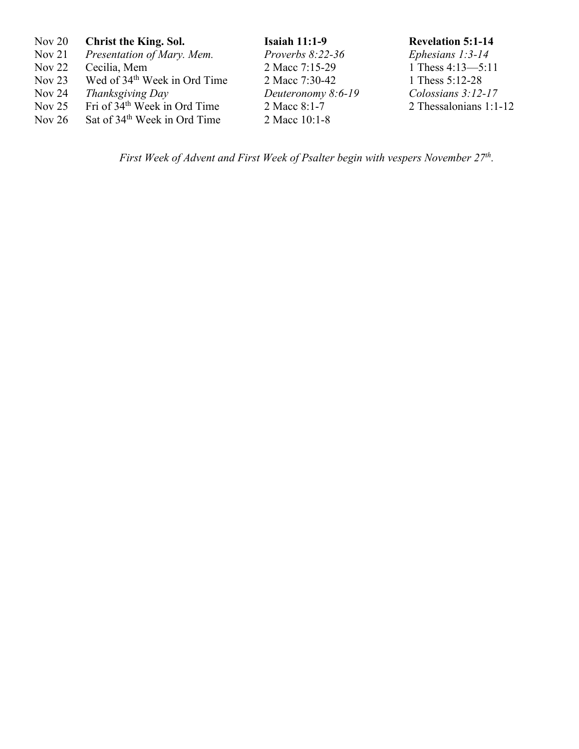| | | | |
|---|---|---|---|
| Nov 20 | **Christ the King. Sol.** | **Isaiah 11:1-9** | **Revelation 5:1-14** |
| Nov 21 | *Presentation of Mary. Mem.* | *Proverbs 8:22-36* | *Ephesians 1:3-14* |
| Nov 22 | Cecilia, Mem | 2 Macc 7:15-29 | 1 Thess 4:13—5:11 |
| Nov 23 | Wed of 34th Week in Ord Time | 2 Macc 7:30-42 | 1 Thess 5:12-28 |
| Nov 24 | *Thanksgiving Day* | *Deuteronomy 8:6-19* | *Colossians 3:12-17* |
| Nov 25 | Fri of 34th Week in Ord Time | 2 Macc 8:1-7 | 2 Thessalonians 1:1-12 |
| Nov 26 | Sat of 34th Week in Ord Time | 2 Macc 10:1-8 | |

*First Week of Advent and First Week of Psalter begin with vespers November 27th.*